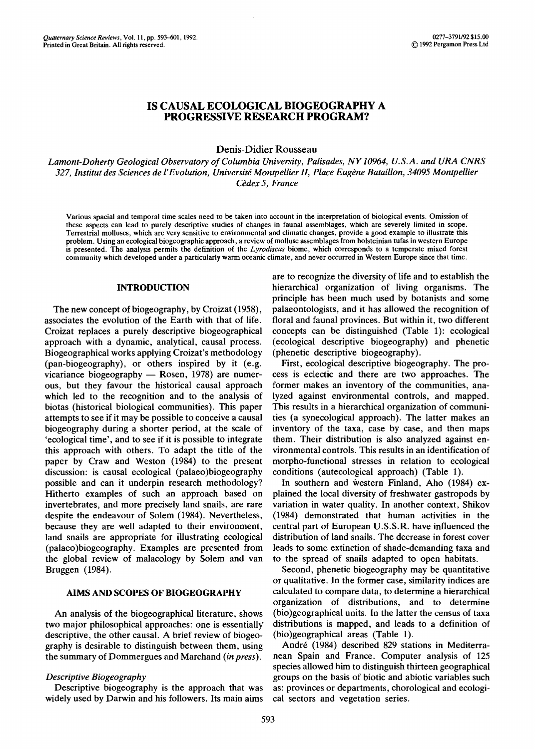# IS CAUSAL ECOLOGICAL BIOGEOGRAPHY A PROGRESSIVE RESEARCH PROGRAM?

Denis-Didier Rousseau

*Lamont-Doherty Geological Observatory of Columbia University, Palisades, NY 10964, U.S.A. and URA CNRS 327, Institut des Sciences de l'Evolution, Université Montpellier II, Place Eugène Bataillon, 34095 Montpellier Cèdex 5, France*

Various spacial and temporal time scales need to be taken into account in the interpretation of biological events. Omission of these aspects can lead to purely descriptive studies of changes in faunal assemblages, which are severely limited in scope. Terrestrial molluscs, which are very sensitive to environmental and climatic changes, provide a good example to illustrate this problem. Using an ecological biogeographic approach, a review of mollusc assemblages from holsteinian tufas in western Europe is presented. The analysis permits the definition of the *Lyrodiscus* biome, which corresponds to a temperate mixed forest community which developed under a particularly warm oceanic climate, and never occurred in Western Europe since that time.

## INTRODUCTION

The new concept of biogeography, by Croizat (1958), associates the evolution of the Earth with that of life. Croizat replaces a purely descriptive biogeographical approach with a dynamic, analytical, causal process. Biogeographical works applying Croizat's methodology (pan-biogeography), or others inspired by it (e.g. vicariance biogeography — Rosen, 1978) are numerous, but they favour the historical causal approach which led to the recognition and to the analysis of biotas (historical biological communities). This paper attempts to see if it may be possible to conceive a causal biogeography during a shorter period, at the scale of 'ecological time', and to see if it is possible to integrate this approach with others. To adapt the title of the paper by Craw and Weston (1984) to the present discussion: is causal ecological (palaeo)biogeography possible and can it underpin research methodology? Hitherto examples of such an approach based on invertebrates, and more precisely land snails, are rare despite the endeavour of Solem (1984). Nevertheless, because they are well adapted to their environment, land snails are appropriate for illustrating ecological (palaeo)biogeography. Examples are presented from the global review of malacology by Solem and van Bruggen (1984).

## AIMS AND SCOPES OF BIOGEOGRAPHY

An analysis of the biogeographical literature, shows two major philosophical approaches: one is essentially descriptive, the other causal. A brief review of biogeography is desirable to distinguish between them, using the summary of Dommergues and Marchand (*in press*).

### *Descriptive Biogeography*

Descriptive biogeography is the approach that was widely used by Darwin and his followers. Its main aims are to recognize the diversity of life and to establish the hierarchical organization of living organisms. The principle has been much used by botanists and some palaeontologists, and it has allowed the recognition of floral and faunal provinces. But within it, two different concepts can be distinguished (Table 1): ecological (ecological descriptive biogeography) and phenetic (phenetic descriptive biogeography).

First, ecological descriptive biogeography. The process is eclectic and there are two approaches. The former makes an inventory of the communities, analyzed against environmental controls, and mapped. This results in a hierarchical organization of communities (a synecological approach). The latter makes an inventory of the taxa, case by case, and then maps them. Their distribution is also analyzed against environmental controls. This results in an identification of morpho-functional stresses in relation to ecological conditions (autecological approach) (Table 1).

In southern and western Finland, Aho (1984) explained the local diversity of freshwater gastropods by variation in water quality. In another context, Shikov (1984) demonstrated that human activities in the central part of European U.S.S.R. have influenced the distribution of land snails. The decrease in forest cover leads to some extinction of shade-demanding taxa and to the spread of snails adapted to open habitats.

Second, phenetic biogeography may be quantitative or qualitative. In the former case, similarity indices are calculated to compare data, to determine a hierarchical organization of distributions, and to determine (bio)geographical units. In the latter the census of taxa distributions is mapped, and leads to a definition of (bio)geographical areas (Table 1).

André (1984) described 829 stations in Mediterranean Spain and France. Computer analysis of 125 species allowed him to distinguish thirteen geographical groups on the basis of biotic and abiotic variables such as: provinces or departments, chorological and ecological sectors and vegetation series.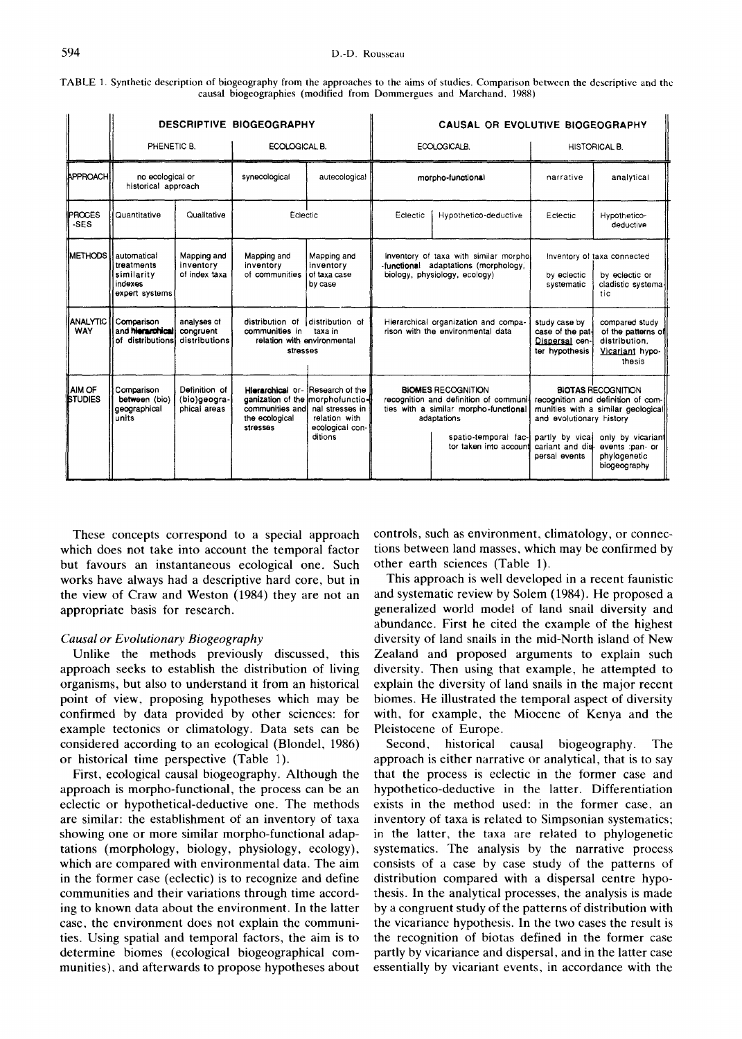TABLE 1. Synthetic description of biogeography from the approaches to the aims of studies. Comparison between the descriptive and the causal biogeographies (modified from Dommergues and Marchand, 1988)

| | DESCRIPTIVE BIOGEOGRAPHY | | | | CAUSAL OR EVOLUTIVE BIOGEOGRAPHY | | | |
|---|---|---|---|---|---|---|---|---|
| | PHENETIC B. | | ECOLOGICAL B. | | ECOLOGICAL B. | | HISTORICAL B. | |
| APPROACH | no ecological or historical approach | | synecological | autecological | morpho-functional | | narrative | analytical |
| PROCESSES | Quantitative | Qualitative | Eclectic | | Eclectic | Hypothetico-deductive | Eclectic | Hypothetico-deductive |
| METHODS | automatical treatments similarity indexes expert systems | Mapping and inventory of index taxa | Mapping and inventory of communities | Mapping and inventory of taxa case by case | Inventory of taxa with similar morpho-functional adaptations (morphology, biology, physiology, ecology) | | Inventory of taxa connected by eclectic systematic | by eclectic or cladistic systematic |
| ANALYTIC WAY | Comparison and **hierarchical** of distributions | analyses of congruent distributions | distribution of communities in relation with environmental stresses | distribution of taxa in | Hierarchical organization and comparison with the environmental data | | study case by case of the pattern. Dispersal center hypothesis | compared study of the patterns of distribution. Vicariant hypothesis |
| AIM OF STUDIES | Comparison **between** (bio) geographical units | Definition of (bio)geographical areas | **Hierarchical** organization of the communities and the ecological stresses | Research of the morphofunctional stresses in relation with ecological conditions | BIOMES RECOGNITION recognition and definition of communities with a similar morpho-functional adaptations | spatio-temporal factor taken into account | BIOTAS RECOGNITION recognition and definition of communities with a similar geological and evolutionary history; partly by vicariant and dispersal events | only by vicariant events :pan- or phylogenetic biogeography |

These concepts correspond to a special approach which does not take into account the temporal factor but favours an instantaneous ecological one. Such works have always had a descriptive hard core, but in the view of Craw and Weston (1984) they are not an appropriate basis for research.

### *Causal or Evolutionary Biogeography*

Unlike the methods previously discussed, this approach seeks to establish the distribution of living organisms, but also to understand it from an historical point of view, proposing hypotheses which may be confirmed by data provided by other sciences: for example tectonics or climatology. Data sets can be considered according to an ecological (Blondel, 1986) or historical time perspective (Table 1).

First, ecological causal biogeography. Although the approach is morpho-functional, the process can be an eclectic or hypothetical-deductive one. The methods are similar: the establishment of an inventory of taxa showing one or more similar morpho-functional adaptations (morphology, biology, physiology, ecology), which are compared with environmental data. The aim in the former case (eclectic) is to recognize and define communities and their variations through time according to known data about the environment. In the latter case, the environment does not explain the communities. Using spatial and temporal factors, the aim is to determine biomes (ecological biogeographical communities), and afterwards to propose hypotheses about controls, such as environment, climatology, or connections between land masses, which may be confirmed by other earth sciences (Table 1).

This approach is well developed in a recent faunistic and systematic review by Solem (1984). He proposed a generalized world model of land snail diversity and abundance. First he cited the example of the highest diversity of land snails in the mid-North island of New Zealand and proposed arguments to explain such diversity. Then using that example, he attempted to explain the diversity of land snails in the major recent biomes. He illustrated the temporal aspect of diversity with, for example, the Miocene of Kenya and the Pleistocene of Europe.

Second, historical causal biogeography. The approach is either narrative or analytical, that is to say that the process is eclectic in the former case and hypothetico-deductive in the latter. Differentiation exists in the method used: in the former case, an inventory of taxa is related to Simpsonian systematics; in the latter, the taxa are related to phylogenetic systematics. The analysis by the narrative process consists of a case by case study of the patterns of distribution compared with a dispersal centre hypothesis. In the analytical processes, the analysis is made by a congruent study of the patterns of distribution with the vicariance hypothesis. In the two cases the result is the recognition of biotas defined in the former case partly by vicariance and dispersal, and in the latter case essentially by vicariant events, in accordance with the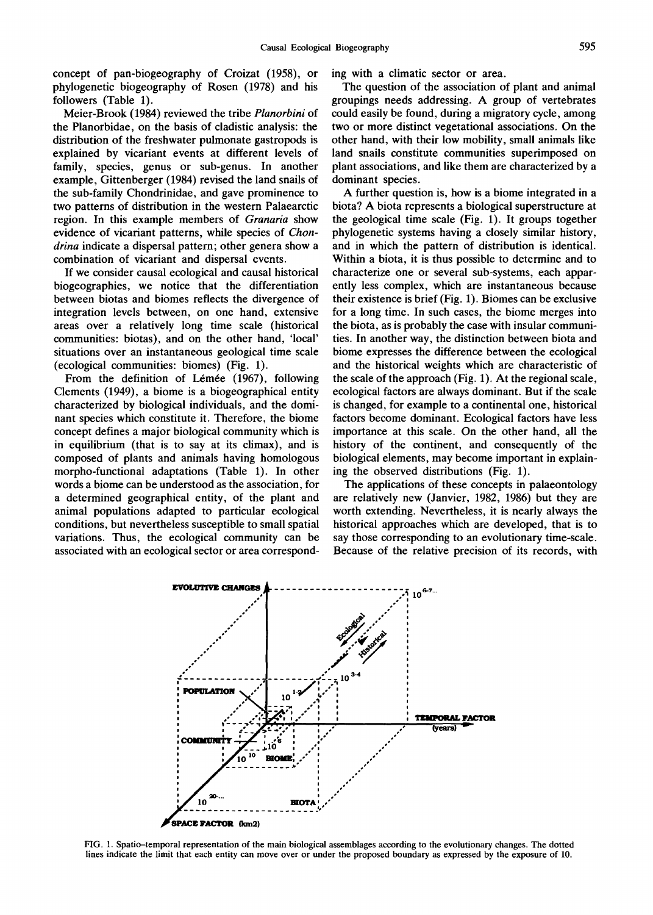concept of pan-biogeography of Croizat (1958), or phylogenetic biogeography of Rosen (1978) and his followers (Table 1).

Meier-Brook (1984) reviewed the tribe *Planorbini* of the Planorbidae, on the basis of cladistic analysis: the distribution of the freshwater pulmonate gastropods is explained by vicariant events at different levels of family, species, genus or sub-genus. In another example, Gittenberger (1984) revised the land snails of the sub-family Chondrinidae, and gave prominence to two patterns of distribution in the western Palaearctic region. In this example members of *Granaria* show evidence of vicariant patterns, while species of *Chondrina* indicate a dispersal pattern; other genera show a combination of vicariant and dispersal events.

If we consider causal ecological and causal historical biogeographies, we notice that the differentiation between biotas and biomes reflects the divergence of integration levels between, on one hand, extensive areas over a relatively long time scale (historical communities: biotas), and on the other hand, 'local' situations over an instantaneous geological time scale (ecological communities: biomes) (Fig. 1).

From the definition of Lémée (1967), following Clements (1949), a biome is a biogeographical entity characterized by biological individuals, and the dominant species which constitute it. Therefore, the biome concept defines a major biological community which is in equilibrium (that is to say at its climax), and is composed of plants and animals having homologous morpho-functional adaptations (Table 1). In other words a biome can be understood as the association, for a determined geographical entity, of the plant and animal populations adapted to particular ecological conditions, but nevertheless susceptible to small spatial variations. Thus, the ecological community can be associated with an ecological sector or area corresponding with a climatic sector or area.

The question of the association of plant and animal groupings needs addressing. A group of vertebrates could easily be found, during a migratory cycle, among two or more distinct vegetational associations. On the other hand, with their low mobility, small animals like land snails constitute communities superimposed on plant associations, and like them are characterized by a dominant species.

A further question is, how is a biome integrated in a biota? A biota represents a biological superstructure at the geological time scale (Fig. 1). It groups together phylogenetic systems having a closely similar history, and in which the pattern of distribution is identical. Within a biota, it is thus possible to determine and to characterize one or several sub-systems, each apparently less complex, which are instantaneous because their existence is brief (Fig. 1). Biomes can be exclusive for a long time. In such cases, the biome merges into the biota, as is probably the case with insular communities. In another way, the distinction between biota and biome expresses the difference between the ecological and the historical weights which are characteristic of the scale of the approach (Fig. 1). At the regional scale, ecological factors are always dominant. But if the scale is changed, for example to a continental one, historical factors become dominant. Ecological factors have less importance at this scale. On the other hand, all the history of the continent, and consequently of the biological elements, may become important in explaining the observed distributions (Fig. 1).

The applications of these concepts in palaeontology are relatively new (Janvier, 1982, 1986) but they are worth extending. Nevertheless, it is nearly always the historical approaches which are developed, that is to say those corresponding to an evolutionary time-scale. Because of the relative precision of its records, with

FIG. 1. Spatio–temporal representation of the main biological assemblages according to the evolutionary changes. The dotted lines indicate the limit that each entity can move over or under the proposed boundary as expressed by the exposure of 10.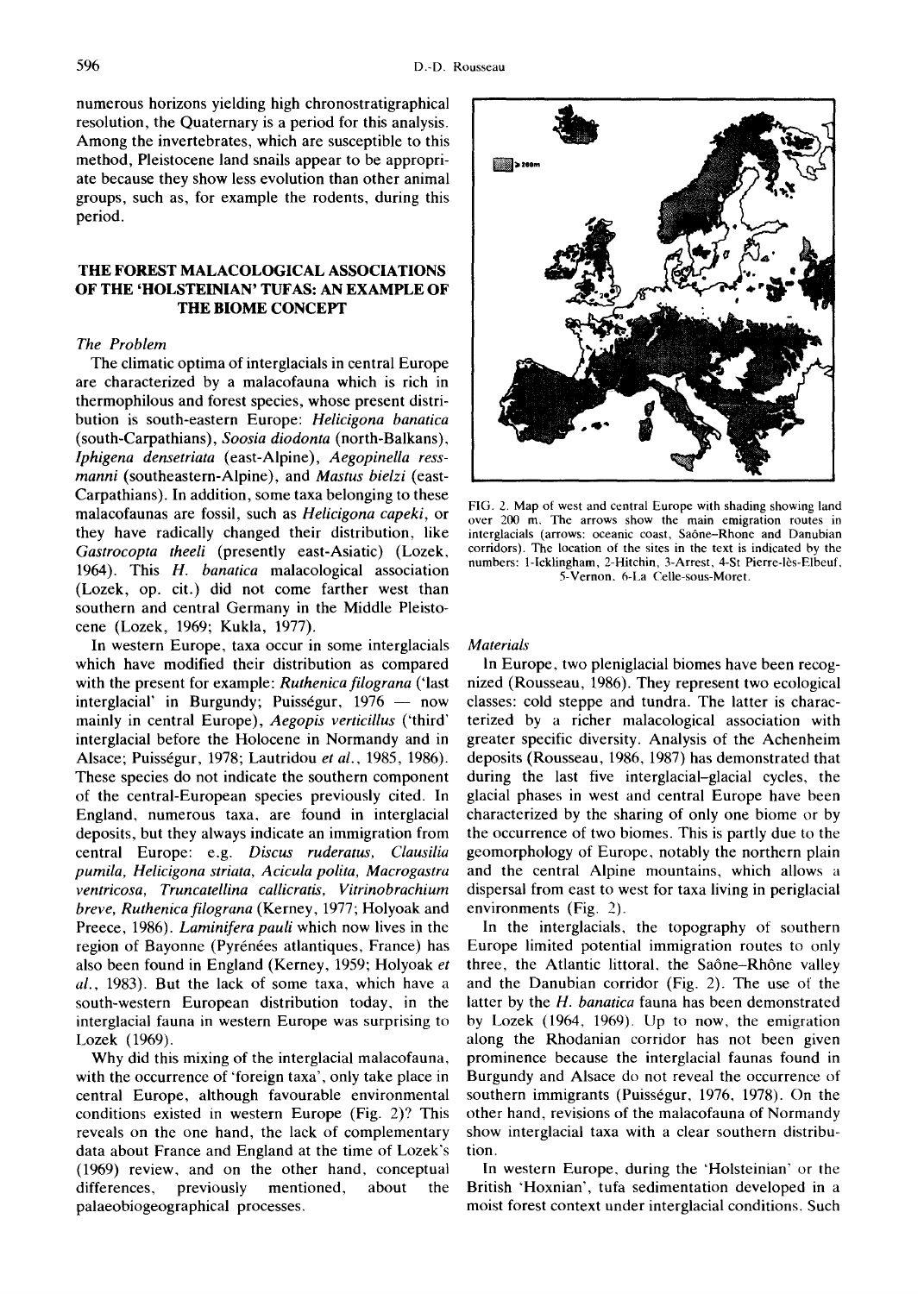numerous horizons yielding high chronostratigraphical resolution, the Quaternary is a period for this analysis. Among the invertebrates, which are susceptible to this method, Pleistocene land snails appear to be appropriate because they show less evolution than other animal groups, such as, for example the rodents, during this period.

## THE FOREST MALACOLOGICAL ASSOCIATIONS OF THE 'HOLSTEINIAN' TUFAS: AN EXAMPLE OF THE BIOME CONCEPT

### *The Problem*

The climatic optima of interglacials in central Europe are characterized by a malacofauna which is rich in thermophilous and forest species, whose present distribution is south-eastern Europe: *Helicigona banatica* (south-Carpathians), *Soosia diodonta* (north-Balkans), *Iphigena densetriata* (east-Alpine), *Aegopinella ressmanni* (southeastern-Alpine), and *Mastus bielzi* (east-Carpathians). In addition, some taxa belonging to these malacofaunas are fossil, such as *Helicigona capeki*, or they have radically changed their distribution, like *Gastrocopta theeli* (presently east-Asiatic) (Lozek, 1964). This *H. banatica* malacological association (Lozek, op. cit.) did not come farther west than southern and central Germany in the Middle Pleistocene (Lozek, 1969; Kukla, 1977).

In western Europe, taxa occur in some interglacials which have modified their distribution as compared with the present for example: *Ruthenica filograna* ('last interglacial' in Burgundy; Puisségur, 1976 — now mainly in central Europe), *Aegopis verticillus* ('third' interglacial before the Holocene in Normandy and in Alsace; Puisségur, 1978; Lautridou *et al.*, 1985, 1986). These species do not indicate the southern component of the central-European species previously cited. In England, numerous taxa, are found in interglacial deposits, but they always indicate an immigration from central Europe: e.g. *Discus ruderatus, Clausilia pumila, Helicigona striata, Acicula polita, Macrogastra ventricosa, Truncatellina callicratis, Vitrinobrachium breve, Ruthenica filograna* (Kerney, 1977; Holyoak and Preece, 1986). *Laminifera pauli* which now lives in the region of Bayonne (Pyrénées atlantiques, France) has also been found in England (Kerney, 1959; Holyoak *et al.*, 1983). But the lack of some taxa, which have a south-western European distribution today, in the interglacial fauna in western Europe was surprising to Lozek (1969).

Why did this mixing of the interglacial malacofauna, with the occurrence of 'foreign taxa', only take place in central Europe, although favourable environmental conditions existed in western Europe (Fig. 2)? This reveals on the one hand, the lack of complementary data about France and England at the time of Lozek's (1969) review, and on the other hand, conceptual differences, previously mentioned, about the palaeobiogeographical processes.

FIG. 2. Map of west and central Europe with shading showing land over 200 m. The arrows show the main emigration routes in interglacials (arrows: oceanic coast, Saône–Rhone and Danubian corridors). The location of the sites in the text is indicated by the numbers: 1-Icklingham, 2-Hitchin, 3-Arrest, 4-St Pierre-lès-Elbeuf, 5-Vernon, 6-La Celle-sous-Moret.

### *Materials*

In Europe, two pleniglacial biomes have been recognized (Rousseau, 1986). They represent two ecological classes: cold steppe and tundra. The latter is characterized by a richer malacological association with greater specific diversity. Analysis of the Achenheim deposits (Rousseau, 1986, 1987) has demonstrated that during the last five interglacial–glacial cycles, the glacial phases in west and central Europe have been characterized by the sharing of only one biome or by the occurrence of two biomes. This is partly due to the geomorphology of Europe, notably the northern plain and the central Alpine mountains, which allows a dispersal from east to west for taxa living in periglacial environments (Fig. 2).

In the interglacials, the topography of southern Europe limited potential immigration routes to only three, the Atlantic littoral, the Saône–Rhône valley and the Danubian corridor (Fig. 2). The use of the latter by the *H. banatica* fauna has been demonstrated by Lozek (1964, 1969). Up to now, the emigration along the Rhodanian corridor has not been given prominence because the interglacial faunas found in Burgundy and Alsace do not reveal the occurrence of southern immigrants (Puisségur, 1976, 1978). On the other hand, revisions of the malacofauna of Normandy show interglacial taxa with a clear southern distribution.

In western Europe, during the 'Holsteinian' or the British 'Hoxnian', tufa sedimentation developed in a moist forest context under interglacial conditions. Such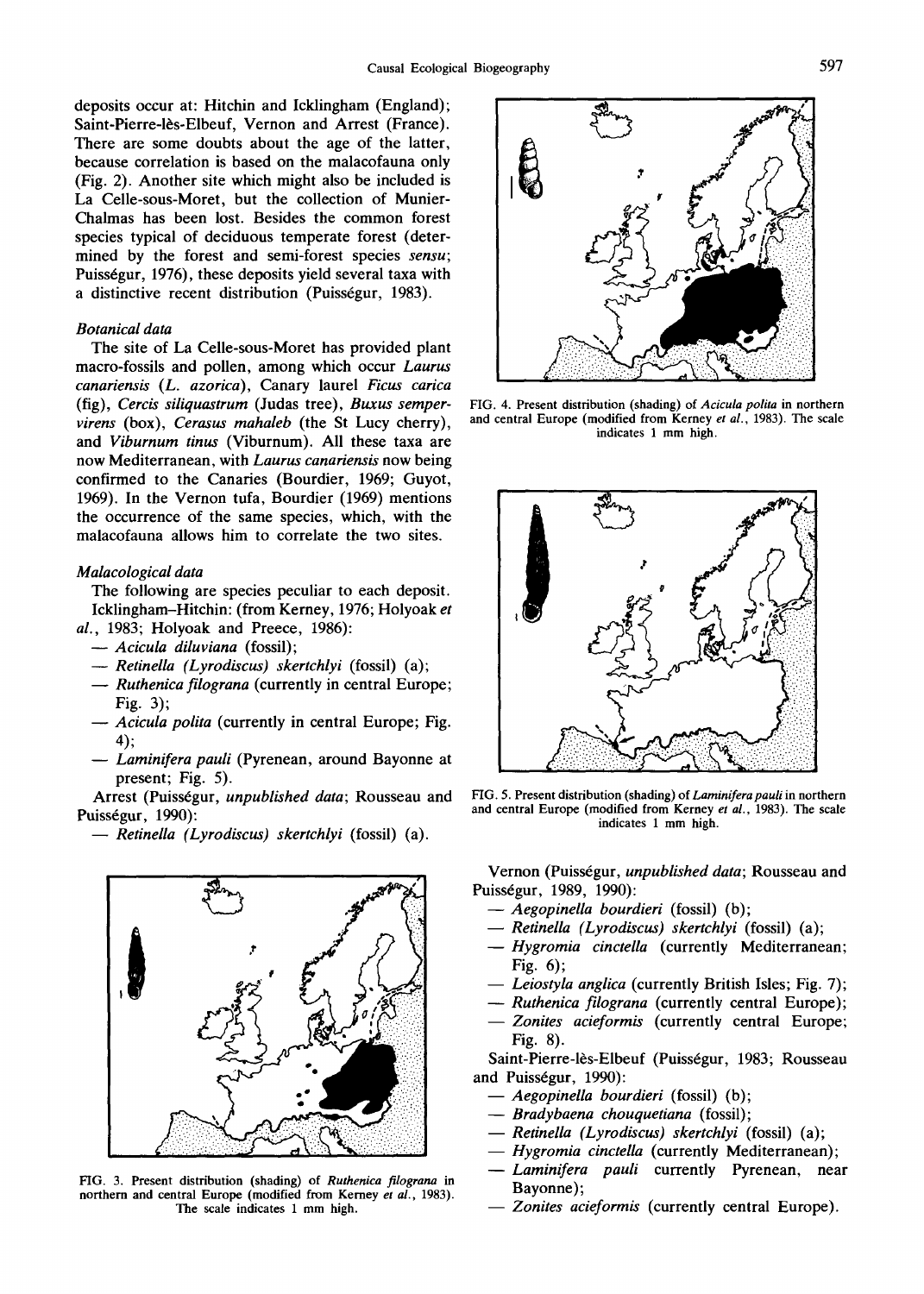deposits occur at: Hitchin and Icklingham (England); Saint-Pierre-lès-Elbeuf, Vernon and Arrest (France). There are some doubts about the age of the latter, because correlation is based on the malacofauna only (Fig. 2). Another site which might also be included is La Celle-sous-Moret, but the collection of Munier-Chalmas has been lost. Besides the common forest species typical of deciduous temperate forest (determined by the forest and semi-forest species *sensu*; Puisségur, 1976), these deposits yield several taxa with a distinctive recent distribution (Puisségur, 1983).

### *Botanical data*

The site of La Celle-sous-Moret has provided plant macro-fossils and pollen, among which occur *Laurus canariensis* (*L. azorica*), Canary laurel *Ficus carica* (fig), *Cercis siliquastrum* (Judas tree), *Buxus sempervirens* (box), *Cerasus mahaleb* (the St Lucy cherry), and *Viburnum tinus* (Viburnum). All these taxa are now Mediterranean, with *Laurus canariensis* now being confirmed to the Canaries (Bourdier, 1969; Guyot, 1969). In the Vernon tufa, Bourdier (1969) mentions the occurrence of the same species, which, with the malacofauna allows him to correlate the two sites.

### *Malacological data*

The following are species peculiar to each deposit.

Icklingham–Hitchin: (from Kerney, 1976; Holyoak *et al.*, 1983; Holyoak and Preece, 1986):

- *Acicula diluviana* (fossil);
- *Retinella (Lyrodiscus) skertchlyi* (fossil) (a);
- *Ruthenica filograna* (currently in central Europe; Fig. 3);
- *Acicula polita* (currently in central Europe; Fig. 4);
- *Laminifera pauli* (Pyrenean, around Bayonne at present; Fig. 5).

Arrest (Puisségur, *unpublished data*; Rousseau and Puisségur, 1990):

- *Retinella (Lyrodiscus) skertchlyi* (fossil) (a).

FIG. 3. Present distribution (shading) of *Ruthenica filograna* in northern and central Europe (modified from Kerney *et al.*, 1983). The scale indicates 1 mm high.

FIG. 4. Present distribution (shading) of *Acicula polita* in northern and central Europe (modified from Kerney *et al.*, 1983). The scale indicates 1 mm high.

FIG. 5. Present distribution (shading) of *Laminifera pauli* in northern and central Europe (modified from Kerney *et al.*, 1983). The scale indicates 1 mm high.

Vernon (Puisségur, *unpublished data*; Rousseau and Puisségur, 1989, 1990):

- *Aegopinella bourdieri* (fossil) (b);
- *Retinella (Lyrodiscus) skertchlyi* (fossil) (a);
- *Hygromia cinctella* (currently Mediterranean; Fig. 6);
- *Leiostyla anglica* (currently British Isles; Fig. 7);
- *Ruthenica filograna* (currently central Europe);
- *Zonites acieformis* (currently central Europe; Fig. 8).

Saint-Pierre-lès-Elbeuf (Puisségur, 1983; Rousseau and Puisségur, 1990):

- *Aegopinella bourdieri* (fossil) (b);
- *Bradybaena chouquetiana* (fossil);
- *Retinella (Lyrodiscus) skertchlyi* (fossil) (a);
- *Hygromia cinctella* (currently Mediterranean);
- *Laminifera pauli* currently Pyrenean, near Bayonne);
- *Zonites acieformis* (currently central Europe).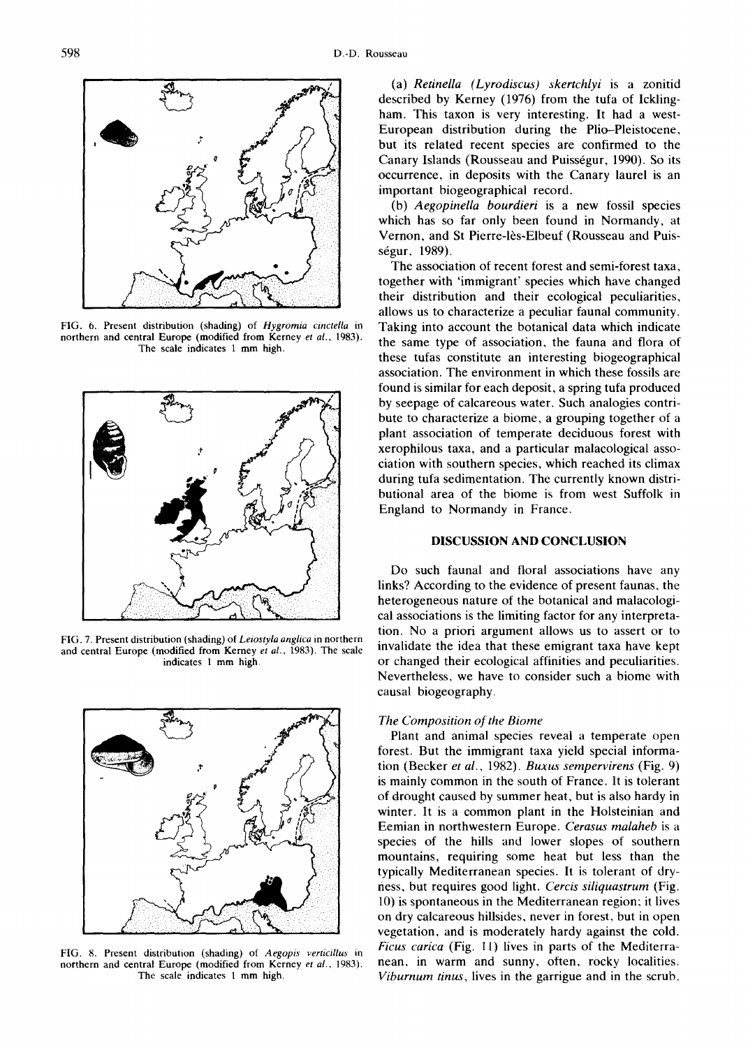FIG. 6. Present distribution (shading) of *Hygromia cinctella* in northern and central Europe (modified from Kerney *et al.*, 1983). The scale indicates 1 mm high.

FIG. 7. Present distribution (shading) of *Leiostyla anglica* in northern and central Europe (modified from Kerney *et al.*, 1983). The scale indicates 1 mm high.

FIG. 8. Present distribution (shading) of *Aegopis verticillus* in northern and central Europe (modified from Kerney *et al.*, 1983). The scale indicates 1 mm high.

(a) *Retinella (Lyrodiscus) skertchlyi* is a zonitid described by Kerney (1976) from the tufa of Icklingham. This taxon is very interesting. It had a west-European distribution during the Plio–Pleistocene, but its related recent species are confirmed to the Canary Islands (Rousseau and Puisségur, 1990). So its occurrence, in deposits with the Canary laurel is an important biogeographical record.

(b) *Aegopinella bourdieri* is a new fossil species which has so far only been found in Normandy, at Vernon, and St Pierre-lès-Elbeuf (Rousseau and Puisségur, 1989).

The association of recent forest and semi-forest taxa, together with 'immigrant' species which have changed their distribution and their ecological peculiarities, allows us to characterize a peculiar faunal community. Taking into account the botanical data which indicate the same type of association, the fauna and flora of these tufas constitute an interesting biogeographical association. The environment in which these fossils are found is similar for each deposit, a spring tufa produced by seepage of calcareous water. Such analogies contribute to characterize a biome, a grouping together of a plant association of temperate deciduous forest with xerophilous taxa, and a particular malacological association with southern species, which reached its climax during tufa sedimentation. The currently known distributional area of the biome is from west Suffolk in England to Normandy in France.

## DISCUSSION AND CONCLUSION

Do such faunal and floral associations have any links? According to the evidence of present faunas, the heterogeneous nature of the botanical and malacological associations is the limiting factor for any interpretation. No a priori argument allows us to assert or to invalidate the idea that these emigrant taxa have kept or changed their ecological affinities and peculiarities. Nevertheless, we have to consider such a biome with causal biogeography.

### *The Composition of the Biome*

Plant and animal species reveal a temperate open forest. But the immigrant taxa yield special information (Becker *et al.*, 1982). *Buxus sempervirens* (Fig. 9) is mainly common in the south of France. It is tolerant of drought caused by summer heat, but is also hardy in winter. It is a common plant in the Holsteinian and Eemian in northwestern Europe. *Cerasus malaheb* is a species of the hills and lower slopes of southern mountains, requiring some heat but less than the typically Mediterranean species. It is tolerant of dryness, but requires good light. *Cercis siliquastrum* (Fig. 10) is spontaneous in the Mediterranean region; it lives on dry calcareous hillsides, never in forest, but in open vegetation, and is moderately hardy against the cold. *Ficus carica* (Fig. 11) lives in parts of the Mediterranean, in warm and sunny, often, rocky localities. *Viburnum tinus*, lives in the garrigue and in the scrub,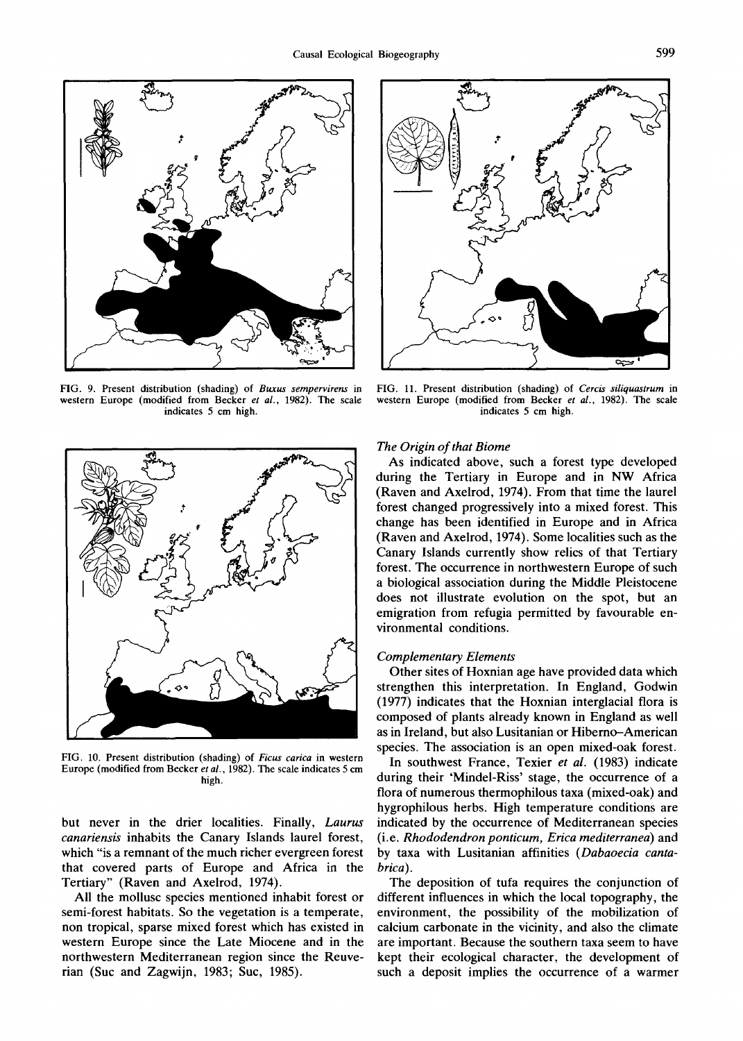FIG. 9. Present distribution (shading) of *Buxus sempervirens* in western Europe (modified from Becker *et al.*, 1982). The scale indicates 5 cm high.

FIG. 10. Present distribution (shading) of *Ficus carica* in western Europe (modified from Becker *et al.*, 1982). The scale indicates 5 cm high.

but never in the drier localities. Finally, *Laurus canariensis* inhabits the Canary Islands laurel forest, which "is a remnant of the much richer evergreen forest that covered parts of Europe and Africa in the Tertiary" (Raven and Axelrod, 1974).

All the mollusc species mentioned inhabit forest or semi-forest habitats. So the vegetation is a temperate, non tropical, sparse mixed forest which has existed in western Europe since the Late Miocene and in the northwestern Mediterranean region since the Reuverian (Suc and Zagwijn, 1983; Suc, 1985).

FIG. 11. Present distribution (shading) of *Cercis siliquastrum* in western Europe (modified from Becker *et al.*, 1982). The scale indicates 5 cm high.

### *The Origin of that Biome*

As indicated above, such a forest type developed during the Tertiary in Europe and in NW Africa (Raven and Axelrod, 1974). From that time the laurel forest changed progressively into a mixed forest. This change has been identified in Europe and in Africa (Raven and Axelrod, 1974). Some localities such as the Canary Islands currently show relics of that Tertiary forest. The occurrence in northwestern Europe of such a biological association during the Middle Pleistocene does not illustrate evolution on the spot, but an emigration from refugia permitted by favourable environmental conditions.

### *Complementary Elements*

Other sites of Hoxnian age have provided data which strengthen this interpretation. In England, Godwin (1977) indicates that the Hoxnian interglacial flora is composed of plants already known in England as well as in Ireland, but also Lusitanian or Hiberno–American species. The association is an open mixed-oak forest.

In southwest France, Texier *et al.* (1983) indicate during their 'Mindel-Riss' stage, the occurrence of a flora of numerous thermophilous taxa (mixed-oak) and hygrophilous herbs. High temperature conditions are indicated by the occurrence of Mediterranean species (i.e. *Rhododendron ponticum, Erica mediterranea*) and by taxa with Lusitanian affinities (*Dabaoecia cantabrica*).

The deposition of tufa requires the conjunction of different influences in which the local topography, the environment, the possibility of the mobilization of calcium carbonate in the vicinity, and also the climate are important. Because the southern taxa seem to have kept their ecological character, the development of such a deposit implies the occurrence of a warmer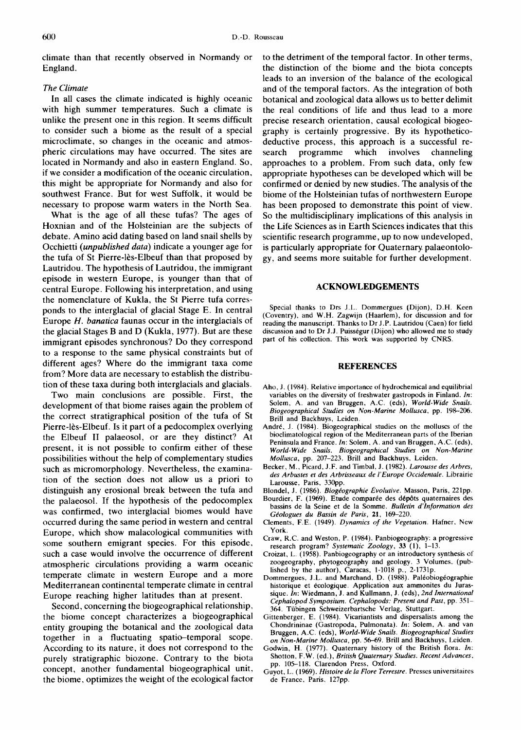climate than that recently observed in Normandy or England.

### *The Climate*

In all cases the climate indicated is highly oceanic with high summer temperatures. Such a climate is unlike the present one in this region. It seems difficult to consider such a biome as the result of a special microclimate, so changes in the oceanic and atmospheric circulations may have occurred. The sites are located in Normandy and also in eastern England. So, if we consider a modification of the oceanic circulation, this might be appropriate for Normandy and also for southwest France. But for west Suffolk, it would be necessary to propose warm waters in the North Sea.

What is the age of all these tufas? The ages of Hoxnian and of the Holsteinian are the subjects of debate. Amino acid dating based on land snail shells by Occhietti (*unpublished data*) indicate a younger age for the tufa of St Pierre-lès-Elbeuf than that proposed by Lautridou. The hypothesis of Lautridou, the immigrant episode in western Europe, is younger than that of central Europe. Following his interpretation, and using the nomenclature of Kukla, the St Pierre tufa corresponds to the interglacial of glacial Stage E. In central Europe *H. banatica* faunas occur in the interglacials of the glacial Stages B and D (Kukla, 1977). But are these immigrant episodes synchronous? Do they correspond to a response to the same physical constraints but of different ages? Where do the immigrant taxa come from? More data are necessary to establish the distribution of these taxa during both interglacials and glacials.

Two main conclusions are possible. First, the development of that biome raises again the problem of the correct stratigraphical position of the tufa of St Pierre-lès-Elbeuf. Is it part of a pedocomplex overlying the Elbeuf II palaeosol, or are they distinct? At present, it is not possible to confirm either of these possibilities without the help of complementary studies such as micromorphology. Nevertheless, the examination of the section does not allow us a priori to distinguish any erosional break between the tufa and the palaeosol. If the hypothesis of the pedocomplex was confirmed, two interglacial biomes would have occurred during the same period in western and central Europe, which show malacological communities with some southern emigrant species. For this episode, such a case would involve the occurrence of different atmospheric circulations providing a warm oceanic temperate climate in western Europe and a more Mediterranean continental temperate climate in central Europe reaching higher latitudes than at present.

Second, concerning the biogeographical relationship, the biome concept characterizes a biogeographical entity grouping the botanical and the zoological data together in a fluctuating spatio-temporal scope. According to its nature, it does not correspond to the purely stratigraphic biozone. Contrary to the biota concept, another fundamental biogeographical unit, the biome, optimizes the weight of the ecological factor to the detriment of the temporal factor. In other terms, the distinction of the biome and the biota concepts leads to an inversion of the balance of the ecological and of the temporal factors. As the integration of both botanical and zoological data allows us to better delimit the real conditions of life and thus lead to a more precise research orientation, causal ecological biogeography is certainly progressive. By its hypothetico-deductive process, this approach is a successful research programme which involves channeling approaches to a problem. From such data, only few appropriate hypotheses can be developed which will be confirmed or denied by new studies. The analysis of the biome of the Holsteinian tufas of northwestern Europe has been proposed to demonstrate this point of view. So the multidisciplinary implications of this analysis in the Life Sciences as in Earth Sciences indicates that this scientific research programme, up to now undeveloped, is particularly appropriate for Quaternary palaeontology, and seems more suitable for further development.

## ACKNOWLEDGEMENTS

Special thanks to Drs J.L. Dommergues (Dijon), D.H. Keen (Coventry), and W.H. Zagwijn (Haarlem), for discussion and for reading the manuscript. Thanks to Dr J.P. Lautridou (Caen) for field discussion and to Dr J.J. Puisségur (Dijon) who allowed me to study part of his collection. This work was supported by CNRS.

## REFERENCES

Aho, J. (1984). Relative importance of hydrochemical and equilibrial variables on the diversity of freshwater gastropods in Finland. *In*: Solem, A. and van Bruggen, A.C. (eds), *World-Wide Snails. Biogeographical Studies on Non-Marine Mollusca*, pp. 198–206. Brill and Backhuys, Leiden.

André, J. (1984). Biogeographical studies on the molluscs of the bioclimatological region of the Mediterranean parts of the Iberian Peninsula and France. *In*: Solem, A. and van Bruggen, A.C. (eds), *World-Wide Snails. Biogeographical Studies on Non-Marine Mollusca*, pp. 207–223. Brill and Backhuys, Leiden.

Becker, M., Picard, J.F. and Timbal, J. (1982). *Larousse des Arbres, des Arbustes et des Arbrisseaux de l'Europe Occidentale*. Librairie Larousse, Paris, 330pp.

Blondel, J. (1986). *Biogéographie Évolutive*. Masson, Paris, 221pp.

Bourdier, F. (1969). Etude comparée des dépôts quaternaires des bassins de la Seine et de la Somme. *Bulletin d'Information des Géologues du Bassin de Paris*, **21**, 169–220.

Clements, F.E. (1949). *Dynamics of the Vegetation*. Hafner, New York.

Craw, R.C. and Weston, P. (1984). Panbiogeography: a progressive research program? *Systematic Zoology*, **33** (1), 1–13.

Croizat, L. (1958). Panbiogeography or an introductory synthesis of zoogeography, phytogeography and geology. 3 Volumes, (published by the author), Caracas, 1-1018 p., 2-1731p.

Dommergues, J.L. and Marchand, D. (1988). Paléobiogéographie historique et écologique. Application aux ammonites du Jurassique. *In*: Wiedmann, J. and Kullmann, J. (eds), *2nd International Cephalopod Symposium. Cephalopods: Present and Past*, pp. 351–364. Tübingen Schweizerbartsche Verlag, Stuttgart.

Gittenberger, E. (1984). Vicariantists and dispersalists among the Chondrininae (Gastropoda, Pulmonata). *In*: Solem, A. and van Bruggen, A.C. (eds), *World-Wide Snails. Biogeographical Studies on Non-Marine Mollusca*, pp. 56–69. Brill and Backhuys, Leiden.

Godwin, H. (1977). Quaternary history of the British flora. *In*: Shotton, F.W. (ed.), *British Quaternary Studies. Recent Advances*, pp. 105–118. Clarendon Press, Oxford.

Guyot, L. (1969). *Histoire de la Flore Terrestre*. Presses universitaires de France, Paris, 127pp.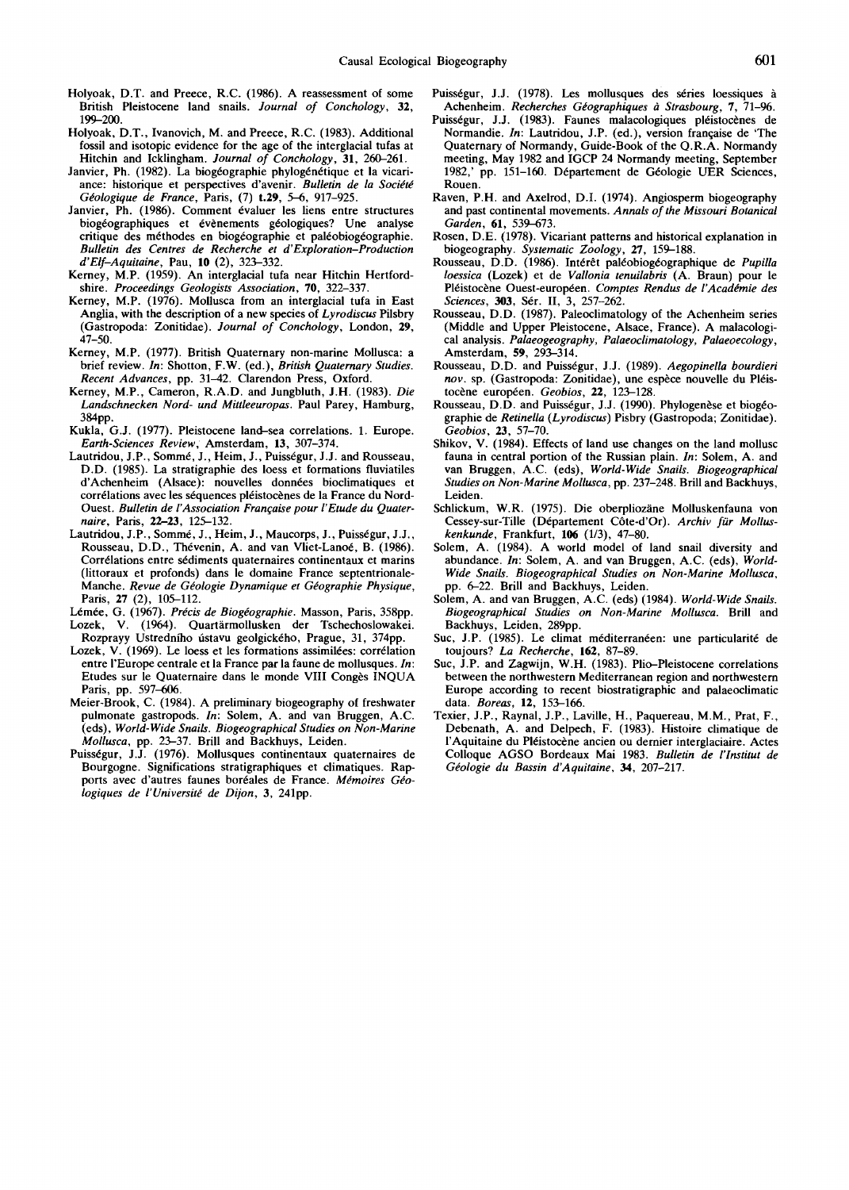Holyoak, D.T. and Preece, R.C. (1986). A reassessment of some British Pleistocene land snails. *Journal of Conchology*, **32**, 199–200.

Holyoak, D.T., Ivanovich, M. and Preece, R.C. (1983). Additional fossil and isotopic evidence for the age of the interglacial tufas at Hitchin and Icklingham. *Journal of Conchology*, **31**, 260–261.

Janvier, Ph. (1982). La biogéographie phylogénétique et la vicariance: historique et perspectives d'avenir. *Bulletin de la Société Géologique de France*, Paris, (7) **t.29**, 5–6, 917–925.

Janvier, Ph. (1986). Comment évaluer les liens entre structures biogéographiques et évènements géologiques? Une analyse critique des méthodes en biogéographie et paléobiogéographie. *Bulletin des Centres de Recherche et d'Exploration–Production d'Elf–Aquitaine*, Pau, **10** (2), 323–332.

Kerney, M.P. (1959). An interglacial tufa near Hitchin Hertfordshire. *Proceedings Geologists Association*, **70**, 322–337.

Kerney, M.P. (1976). Mollusca from an interglacial tufa in East Anglia, with the description of a new species of *Lyrodiscus* Pilsbry (Gastropoda: Zonitidae). *Journal of Conchology*, London, **29**, 47–50.

Kerney, M.P. (1977). British Quaternary non-marine Mollusca: a brief review. *In*: Shotton, F.W. (ed.), *British Quaternary Studies. Recent Advances*, pp. 31–42. Clarendon Press, Oxford.

Kerney, M.P., Cameron, R.A.D. and Jungbluth, J.H. (1983). *Die Landschnecken Nord- und Mittleeuropas*. Paul Parey, Hamburg, 384pp.

Kukla, G.J. (1977). Pleistocene land–sea correlations. 1. Europe. *Earth-Sciences Review*, Amsterdam, **13**, 307–374.

Lautridou, J.P., Sommé, J., Heim, J., Puisségur, J.J. and Rousseau, D.D. (1985). La stratigraphie des loess et formations fluviatiles d'Achenheim (Alsace): nouvelles données bioclimatiques et corrélations avec les séquences pléistocènes de la France du Nord-Ouest. *Bulletin de l'Association Française pour l'Etude du Quaternaire*, Paris, **22–23**, 125–132.

Lautridou, J.P., Sommé, J., Heim, J., Maucorps, J., Puisségur, J.J., Rousseau, D.D., Thévenin, A. and van Vliet-Lanoë, B. (1986). Corrélations entre sédiments quaternaires continentaux et marins (littoraux et profonds) dans le domaine France septentrionale-Manche. *Revue de Géologie Dynamique et Géographie Physique*, Paris, **27** (2), 105–112.

Lémée, G. (1967). *Précis de Biogéographie*. Masson, Paris, 358pp.

Lozek, V. (1964). Quartärmollusken der Tschechoslowakei. Rozprayy Ustredního ústavu geolgického, Prague, 31, 374pp.

Lozek, V. (1969). Le loess et les formations assimilées: corrélation entre l'Europe centrale et la France par la faune de mollusques. *In*: Etudes sur le Quaternaire dans le monde VIII Congès INQUA Paris, pp. 597–606.

Meier-Brook, C. (1984). A preliminary biogeography of freshwater pulmonate gastropods. *In*: Solem, A. and van Bruggen, A.C. (eds), *World-Wide Snails. Biogeographical Studies on Non-Marine Mollusca*, pp. 23–37. Brill and Backhuys, Leiden.

Puisségur, J.J. (1976). Mollusques continentaux quaternaires de Bourgogne. Significations stratigraphiques et climatiques. Rapports avec d'autres faunes boréales de France. *Mémoires Géologiques de l'Université de Dijon*, **3**, 241pp.

Puisségur, J.J. (1978). Les mollusques des séries loessiques à Achenheim. *Recherches Géographiques à Strasbourg*, **7**, 71–96.

Puisségur, J.J. (1983). Faunes malacologiques pléistocènes de Normandie. *In*: Lautridou, J.P. (ed.), version française de 'The Quaternary of Normandy, Guide-Book of the Q.R.A. Normandy meeting, May 1982 and IGCP 24 Normandy meeting, September 1982,' pp. 151–160. Département de Géologie UER Sciences, Rouen.

Raven, P.H. and Axelrod, D.I. (1974). Angiosperm biogeography and past continental movements. *Annals of the Missouri Botanical Garden*, **61**, 539–673.

Rosen, D.E. (1978). Vicariant patterns and historical explanation in biogeography. *Systematic Zoology*, **27**, 159–188.

Rousseau, D.D. (1986). Intérêt paléobiogéographique de *Pupilla loessica* (Lozek) et de *Vallonia tenuilabris* (A. Braun) pour le Pléistocène Ouest-européen. *Comptes Rendus de l'Académie des Sciences*, **303**, Sér. II, 3, 257–262.

Rousseau, D.D. (1987). Paleoclimatology of the Achenheim series (Middle and Upper Pleistocene, Alsace, France). A malacological analysis. *Palaeogeography, Palaeoclimatology, Palaeoecology*, Amsterdam, **59**, 293–314.

Rousseau, D.D. and Puisségur, J.J. (1989). *Aegopinella bourdieri nov*. sp. (Gastropoda: Zonitidae), une espèce nouvelle du Pléistocène européen. *Geobios*, **22**, 123–128.

Rousseau, D.D. and Puisségur, J.J. (1990). Phylogenèse et biogéographie de *Retinella* (*Lyrodiscus*) Pisbry (Gastropoda; Zonitidae). *Geobios*, **23**, 57–70.

Shikov, V. (1984). Effects of land use changes on the land mollusc fauna in central portion of the Russian plain. *In*: Solem, A. and van Bruggen, A.C. (eds), *World-Wide Snails. Biogeographical Studies on Non-Marine Mollusca*, pp. 237–248. Brill and Backhuys, Leiden.

Schlickum, W.R. (1975). Die oberpliozäne Molluskenfauna von Cessey-sur-Tille (Département Côte-d'Or). *Archiv für Molluskenkunde*, Frankfurt, **106** (1/3), 47–80.

Solem, A. (1984). A world model of land snail diversity and abundance. *In*: Solem, A. and van Bruggen, A.C. (eds), *World-Wide Snails. Biogeographical Studies on Non-Marine Mollusca*, pp. 6–22. Brill and Backhuys, Leiden.

Solem, A. and van Bruggen, A.C. (eds) (1984). *World-Wide Snails. Biogeographical Studies on Non-Marine Mollusca*. Brill and Backhuys, Leiden, 289pp.

Suc, J.P. (1985). Le climat méditerranéen: une particularité de toujours? *La Recherche*, **162**, 87–89.

Suc, J.P. and Zagwijn, W.H. (1983). Plio–Pleistocene correlations between the northwestern Mediterranean region and northwestern Europe according to recent biostratigraphic and palaeoclimatic data. *Boreas*, **12**, 153–166.

Texier, J.P., Raynal, J.P., Laville, H., Paquereau, M.M., Prat, F., Debenath, A. and Delpech, F. (1983). Histoire climatique de l'Aquitaine du Pléistocène ancien ou dernier interglaciaire. Actes Colloque AGSO Bordeaux Mai 1983. *Bulletin de l'Institut de Géologie du Bassin d'Aquitaine*, **34**, 207–217.